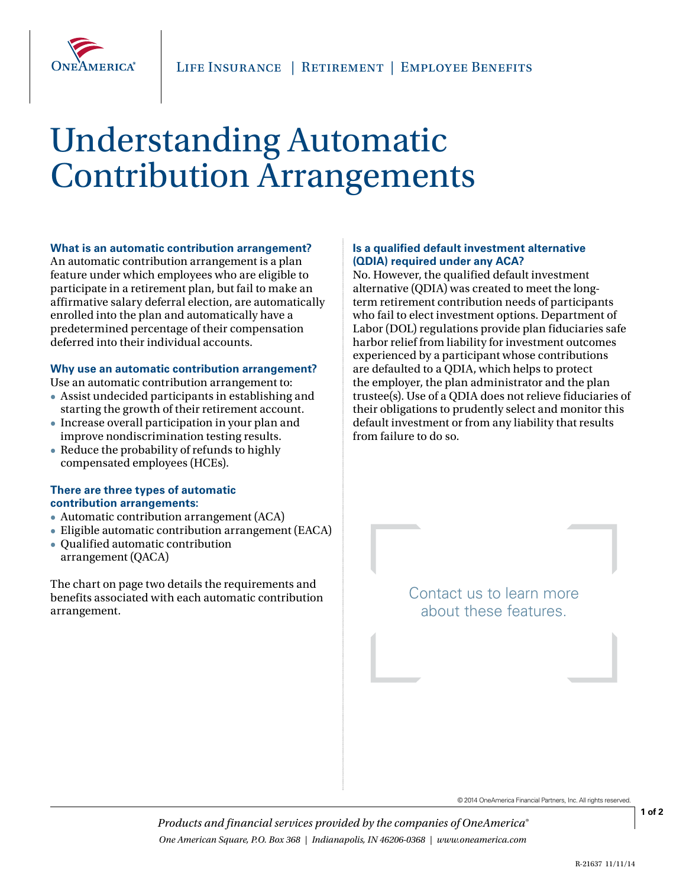# Understanding Automatic Contribution Arrangements

### What is an automatic contribution arrangement?

An automatic contribution arrangement is a plan feature under which employees who are eligible to participate in a retirement plan, but fail to make an affirmative salary deferral election, are automatically enrolled into the plan and automatically have a predetermined percentage of their compensation deferred into their individual accounts.

### Why use an automatic contribution arrangement?

Use an automatic contribution arrangement to:

- Assist undecided participants in establishing and starting the growth of their retirement account.
- Increase overall participation in your plan and improve nondiscrimination testing results.
- Reduce the probability of refunds to highly compensated employees (HCEs).

### There are three types of automatic contribution arrangements:

- Automatic contribution arrangement (ACA)
- Eligible automatic contribution arrangement (EACA)
- Qualified automatic contribution arrangement (QACA)

The chart on page two details the requirements and benefits associated with each automatic contribution arrangement.

### Is a qualified default investment alternative (QDIA) required under any ACA?

No. However, the qualified default investment alternative (QDIA) was created to meet the long-term retirement contribution needs of participants who fail to elect investment options. Department of Labor (DOL) regulations provide plan fiduciaries safe harbor relief from liability for investment outcomes experienced by a participant whose contributions are defaulted to a QDIA, which helps to protect the employer, the plan administrator and the plan trustee(s). Use of a QDIA does not relieve fiduciaries of their obligations to prudently select and monitor this default investment or from any liability that results from failure to do so.

Contact us to learn more about these features.

© 2014 OneAmerica Financial Partners, Inc. All rights reserved.

*Products and financial services provided by the companies of OneAmerica®*

*One American Square, P.O. Box 368 | Indianapolis, IN 46206-0368 | www.oneamerica.com*

R-21637 11/11/14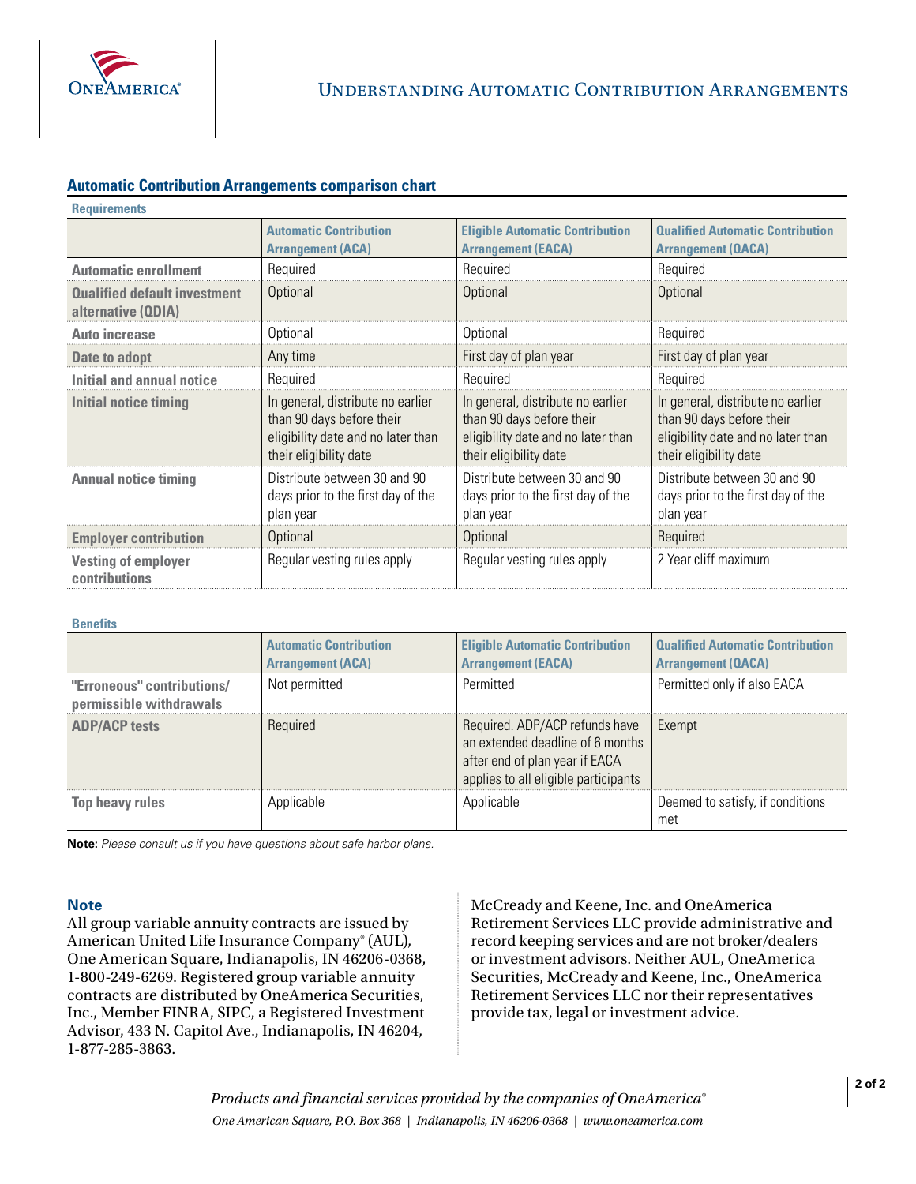## Automatic Contribution Arrangements comparison chart

**Requirements**

| | Automatic Contribution Arrangement (ACA) | Eligible Automatic Contribution Arrangement (EACA) | Qualified Automatic Contribution Arrangement (QACA) |
|---|---|---|---|
| **Automatic enrollment** | Required | Required | Required |
| **Qualified default investment alternative (QDIA)** | Optional | Optional | Optional |
| **Auto increase** | Optional | Optional | Required |
| **Date to adopt** | Any time | First day of plan year | First day of plan year |
| **Initial and annual notice** | Required | Required | Required |
| **Initial notice timing** | In general, distribute no earlier than 90 days before their eligibility date and no later than their eligibility date | In general, distribute no earlier than 90 days before their eligibility date and no later than their eligibility date | In general, distribute no earlier than 90 days before their eligibility date and no later than their eligibility date |
| **Annual notice timing** | Distribute between 30 and 90 days prior to the first day of the plan year | Distribute between 30 and 90 days prior to the first day of the plan year | Distribute between 30 and 90 days prior to the first day of the plan year |
| **Employer contribution** | Optional | Optional | Required |
| **Vesting of employer contributions** | Regular vesting rules apply | Regular vesting rules apply | 2 Year cliff maximum |

**Benefits**

| | Automatic Contribution Arrangement (ACA) | Eligible Automatic Contribution Arrangement (EACA) | Qualified Automatic Contribution Arrangement (QACA) |
|---|---|---|---|
| **"Erroneous" contributions/ permissible withdrawals** | Not permitted | Permitted | Permitted only if also EACA |
| **ADP/ACP tests** | Required | Required. ADP/ACP refunds have an extended deadline of 6 months after end of plan year if EACA applies to all eligible participants | Exempt |
| **Top heavy rules** | Applicable | Applicable | Deemed to satisfy, if conditions met |

**Note:** *Please consult us if you have questions about safe harbor plans.*

### Note

All group variable annuity contracts are issued by American United Life Insurance Company® (AUL), One American Square, Indianapolis, IN 46206-0368, 1-800-249-6269. Registered group variable annuity contracts are distributed by OneAmerica Securities, Inc., Member FINRA, SIPC, a Registered Investment Advisor, 433 N. Capitol Ave., Indianapolis, IN 46204, 1-877-285-3863.

McCready and Keene, Inc. and OneAmerica Retirement Services LLC provide administrative and record keeping services and are not broker/dealers or investment advisors. Neither AUL, OneAmerica Securities, McCready and Keene, Inc., OneAmerica Retirement Services LLC nor their representatives provide tax, legal or investment advice.

*Products and financial services provided by the companies of OneAmerica®*

*One American Square, P.O. Box 368 | Indianapolis, IN 46206-0368 | www.oneamerica.com*